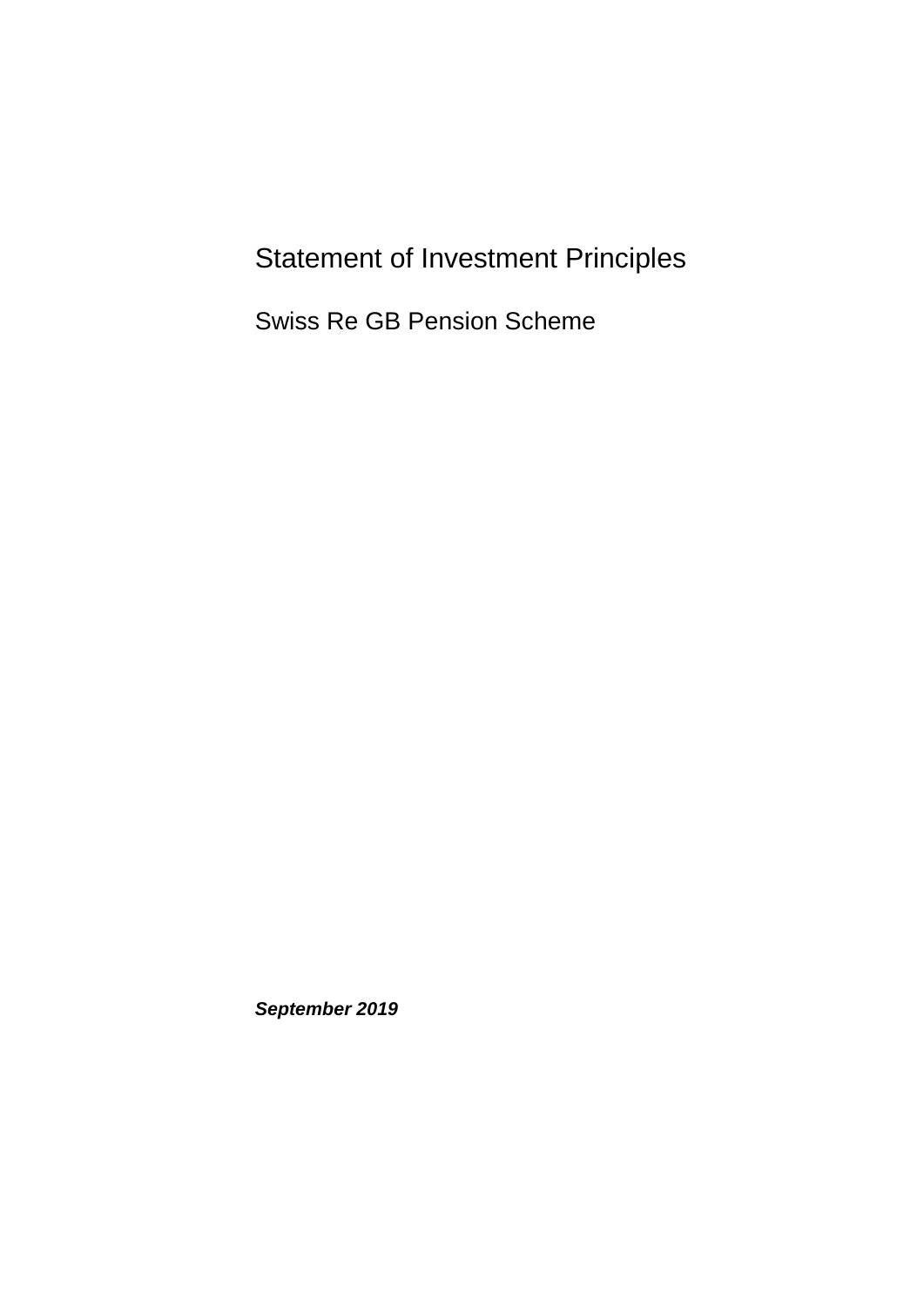# Statement of Investment Principles

## Swiss Re GB Pension Scheme

***September 2019***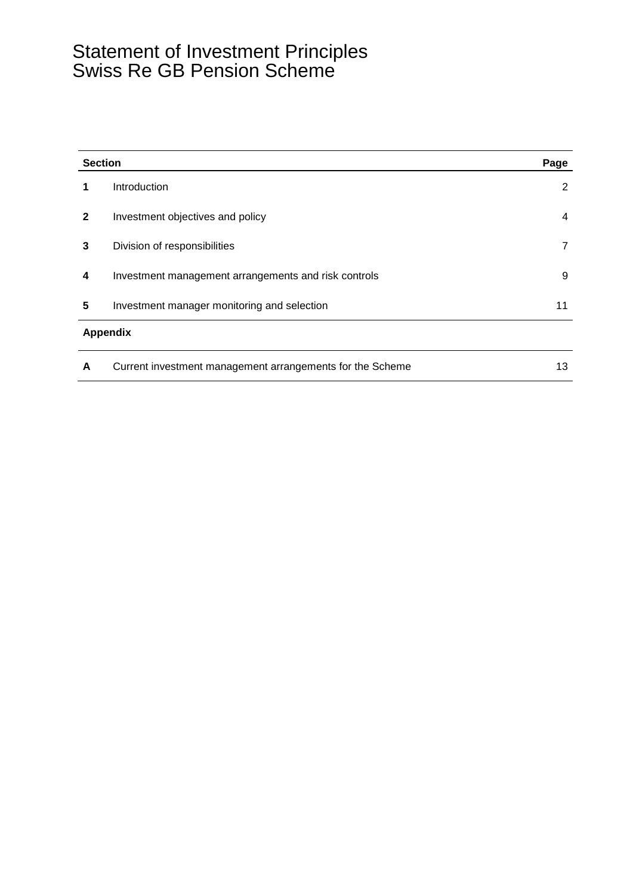# Statement of Investment Principles
# Swiss Re GB Pension Scheme

| Section | | Page |
|---|---|---|
| **1** | Introduction | 2 |
| **2** | Investment objectives and policy | 4 |
| **3** | Division of responsibilities | 7 |
| **4** | Investment management arrangements and risk controls | 9 |
| **5** | Investment manager monitoring and selection | 11 |
| **Appendix** | | |
| **A** | Current investment management arrangements for the Scheme | 13 |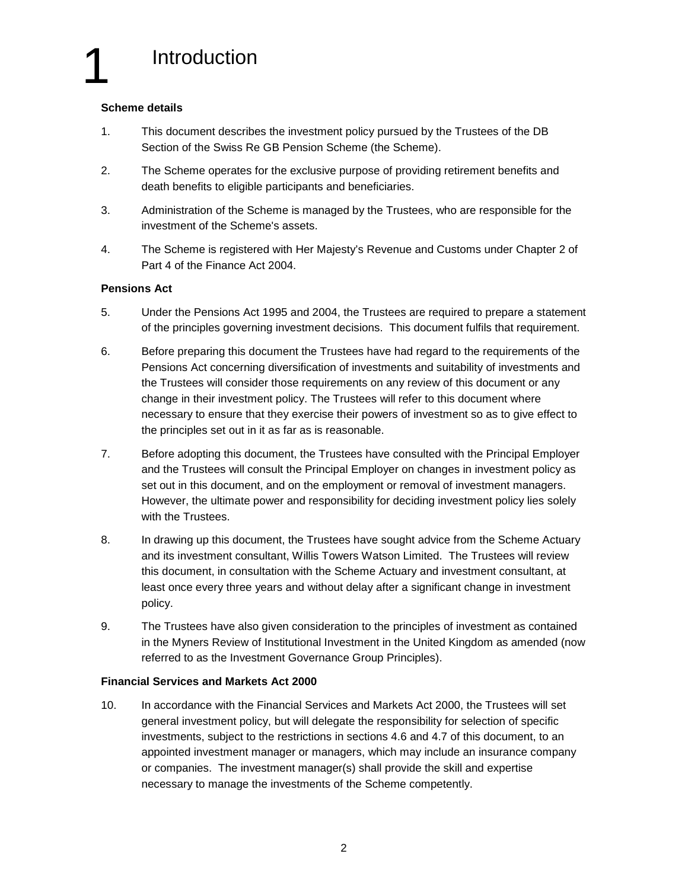# 1 Introduction

**Scheme details**

1. This document describes the investment policy pursued by the Trustees of the DB Section of the Swiss Re GB Pension Scheme (the Scheme).

2. The Scheme operates for the exclusive purpose of providing retirement benefits and death benefits to eligible participants and beneficiaries.

3. Administration of the Scheme is managed by the Trustees, who are responsible for the investment of the Scheme's assets.

4. The Scheme is registered with Her Majesty's Revenue and Customs under Chapter 2 of Part 4 of the Finance Act 2004.

**Pensions Act**

5. Under the Pensions Act 1995 and 2004, the Trustees are required to prepare a statement of the principles governing investment decisions. This document fulfils that requirement.

6. Before preparing this document the Trustees have had regard to the requirements of the Pensions Act concerning diversification of investments and suitability of investments and the Trustees will consider those requirements on any review of this document or any change in their investment policy. The Trustees will refer to this document where necessary to ensure that they exercise their powers of investment so as to give effect to the principles set out in it as far as is reasonable.

7. Before adopting this document, the Trustees have consulted with the Principal Employer and the Trustees will consult the Principal Employer on changes in investment policy as set out in this document, and on the employment or removal of investment managers. However, the ultimate power and responsibility for deciding investment policy lies solely with the Trustees.

8. In drawing up this document, the Trustees have sought advice from the Scheme Actuary and its investment consultant, Willis Towers Watson Limited. The Trustees will review this document, in consultation with the Scheme Actuary and investment consultant, at least once every three years and without delay after a significant change in investment policy.

9. The Trustees have also given consideration to the principles of investment as contained in the Myners Review of Institutional Investment in the United Kingdom as amended (now referred to as the Investment Governance Group Principles).

**Financial Services and Markets Act 2000**

10. In accordance with the Financial Services and Markets Act 2000, the Trustees will set general investment policy, but will delegate the responsibility for selection of specific investments, subject to the restrictions in sections 4.6 and 4.7 of this document, to an appointed investment manager or managers, which may include an insurance company or companies. The investment manager(s) shall provide the skill and expertise necessary to manage the investments of the Scheme competently.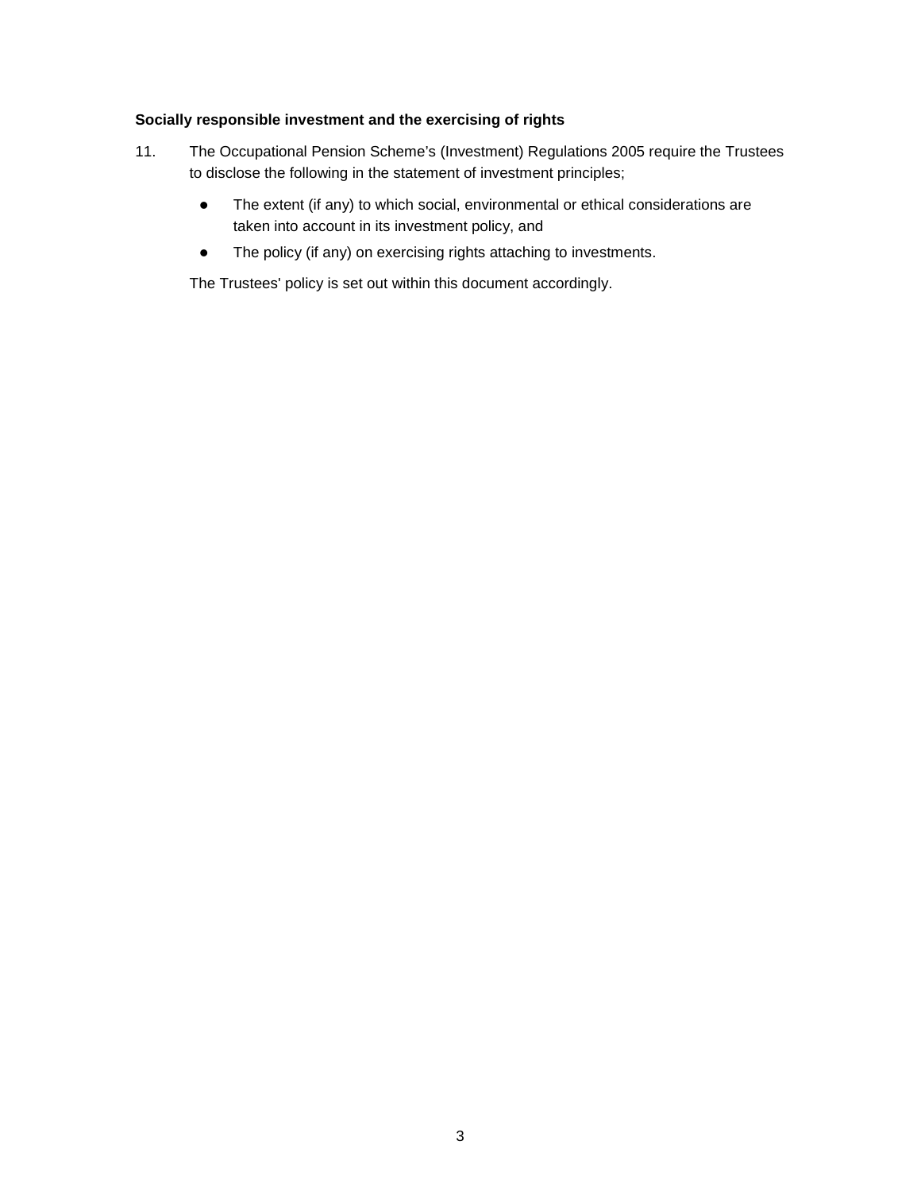**Socially responsible investment and the exercising of rights**

11. The Occupational Pension Scheme's (Investment) Regulations 2005 require the Trustees to disclose the following in the statement of investment principles;

    - The extent (if any) to which social, environmental or ethical considerations are taken into account in its investment policy, and
    - The policy (if any) on exercising rights attaching to investments.

    The Trustees' policy is set out within this document accordingly.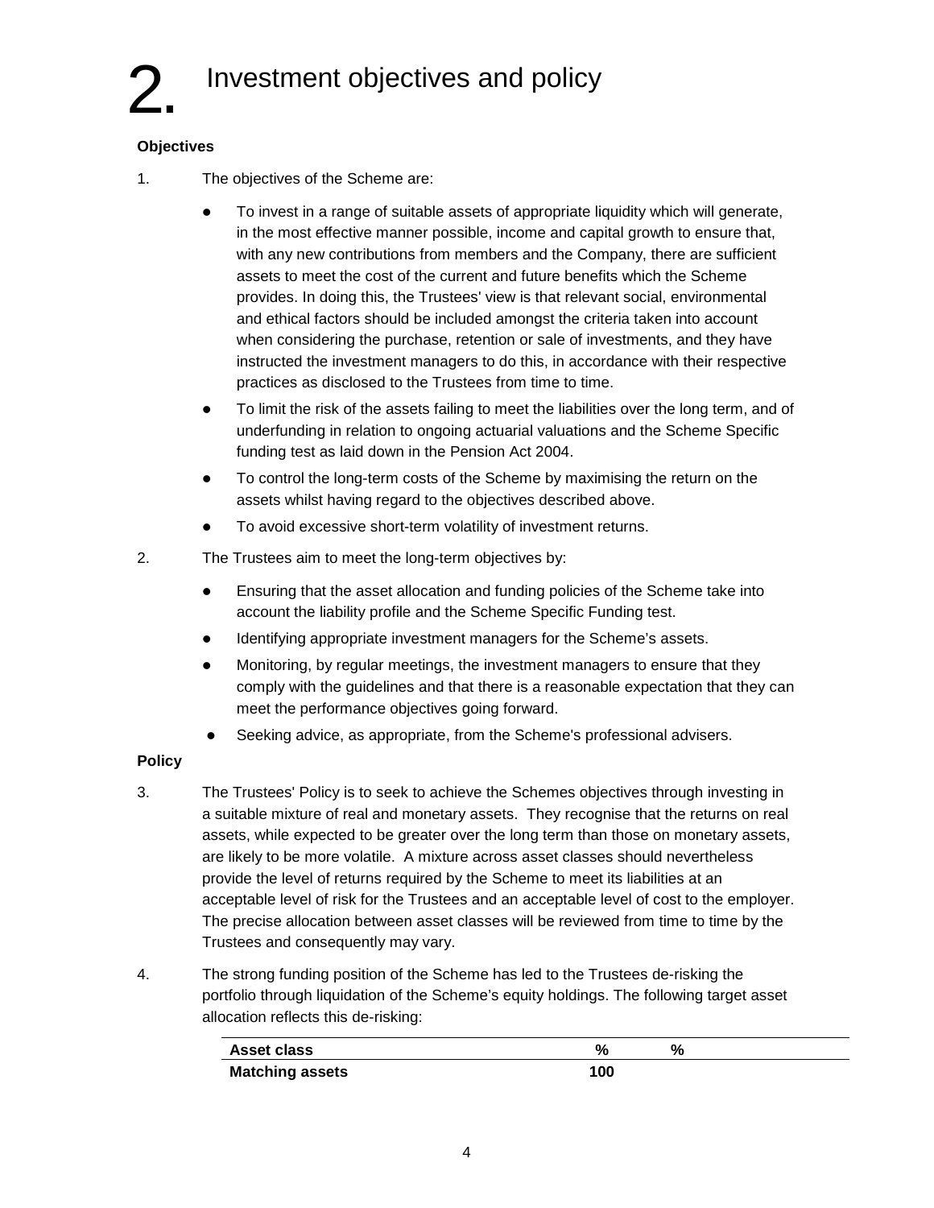# 2. Investment objectives and policy

**Objectives**

1. The objectives of the Scheme are:

   - To invest in a range of suitable assets of appropriate liquidity which will generate, in the most effective manner possible, income and capital growth to ensure that, with any new contributions from members and the Company, there are sufficient assets to meet the cost of the current and future benefits which the Scheme provides. In doing this, the Trustees' view is that relevant social, environmental and ethical factors should be included amongst the criteria taken into account when considering the purchase, retention or sale of investments, and they have instructed the investment managers to do this, in accordance with their respective practices as disclosed to the Trustees from time to time.
   - To limit the risk of the assets failing to meet the liabilities over the long term, and of underfunding in relation to ongoing actuarial valuations and the Scheme Specific funding test as laid down in the Pension Act 2004.
   - To control the long-term costs of the Scheme by maximising the return on the assets whilst having regard to the objectives described above.
   - To avoid excessive short-term volatility of investment returns.

2. The Trustees aim to meet the long-term objectives by:

   - Ensuring that the asset allocation and funding policies of the Scheme take into account the liability profile and the Scheme Specific Funding test.
   - Identifying appropriate investment managers for the Scheme's assets.
   - Monitoring, by regular meetings, the investment managers to ensure that they comply with the guidelines and that there is a reasonable expectation that they can meet the performance objectives going forward.
   - Seeking advice, as appropriate, from the Scheme's professional advisers.

**Policy**

3. The Trustees' Policy is to seek to achieve the Schemes objectives through investing in a suitable mixture of real and monetary assets. They recognise that the returns on real assets, while expected to be greater over the long term than those on monetary assets, are likely to be more volatile. A mixture across asset classes should nevertheless provide the level of returns required by the Scheme to meet its liabilities at an acceptable level of risk for the Trustees and an acceptable level of cost to the employer. The precise allocation between asset classes will be reviewed from time to time by the Trustees and consequently may vary.

4. The strong funding position of the Scheme has led to the Trustees de-risking the portfolio through liquidation of the Scheme's equity holdings. The following target asset allocation reflects this de-risking:

| Asset class | % | % |
|---|---|---|
| **Matching assets** | **100** | |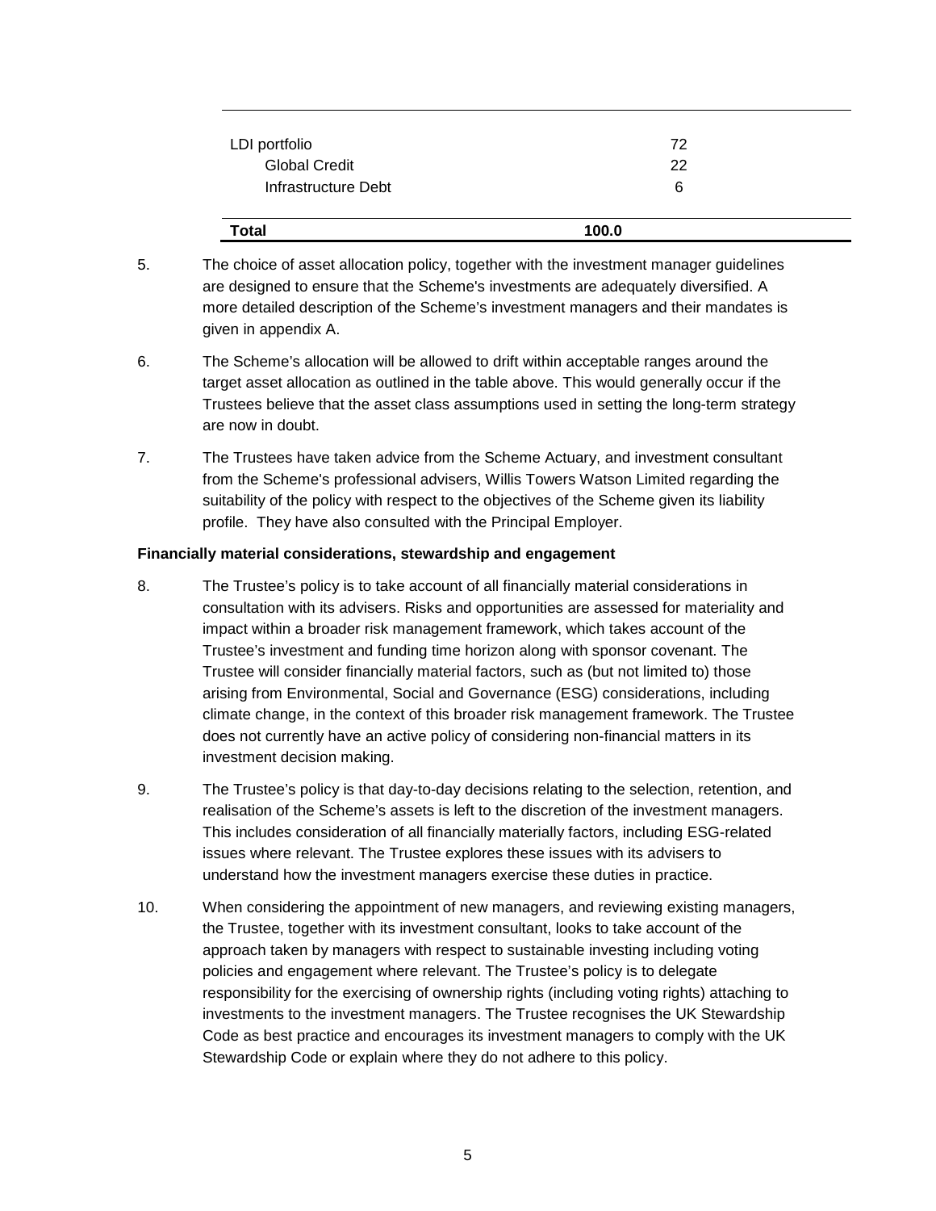| | |
|---|---|
| LDI portfolio | 72 |
| Global Credit | 22 |
| Infrastructure Debt | 6 |
| **Total** | **100.0** |

5. The choice of asset allocation policy, together with the investment manager guidelines are designed to ensure that the Scheme's investments are adequately diversified. A more detailed description of the Scheme's investment managers and their mandates is given in appendix A.

6. The Scheme's allocation will be allowed to drift within acceptable ranges around the target asset allocation as outlined in the table above. This would generally occur if the Trustees believe that the asset class assumptions used in setting the long-term strategy are now in doubt.

7. The Trustees have taken advice from the Scheme Actuary, and investment consultant from the Scheme's professional advisers, Willis Towers Watson Limited regarding the suitability of the policy with respect to the objectives of the Scheme given its liability profile. They have also consulted with the Principal Employer.

**Financially material considerations, stewardship and engagement**

8. The Trustee's policy is to take account of all financially material considerations in consultation with its advisers. Risks and opportunities are assessed for materiality and impact within a broader risk management framework, which takes account of the Trustee's investment and funding time horizon along with sponsor covenant. The Trustee will consider financially material factors, such as (but not limited to) those arising from Environmental, Social and Governance (ESG) considerations, including climate change, in the context of this broader risk management framework. The Trustee does not currently have an active policy of considering non-financial matters in its investment decision making.

9. The Trustee's policy is that day-to-day decisions relating to the selection, retention, and realisation of the Scheme's assets is left to the discretion of the investment managers. This includes consideration of all financially materially factors, including ESG-related issues where relevant. The Trustee explores these issues with its advisers to understand how the investment managers exercise these duties in practice.

10. When considering the appointment of new managers, and reviewing existing managers, the Trustee, together with its investment consultant, looks to take account of the approach taken by managers with respect to sustainable investing including voting policies and engagement where relevant. The Trustee's policy is to delegate responsibility for the exercising of ownership rights (including voting rights) attaching to investments to the investment managers. The Trustee recognises the UK Stewardship Code as best practice and encourages its investment managers to comply with the UK Stewardship Code or explain where they do not adhere to this policy.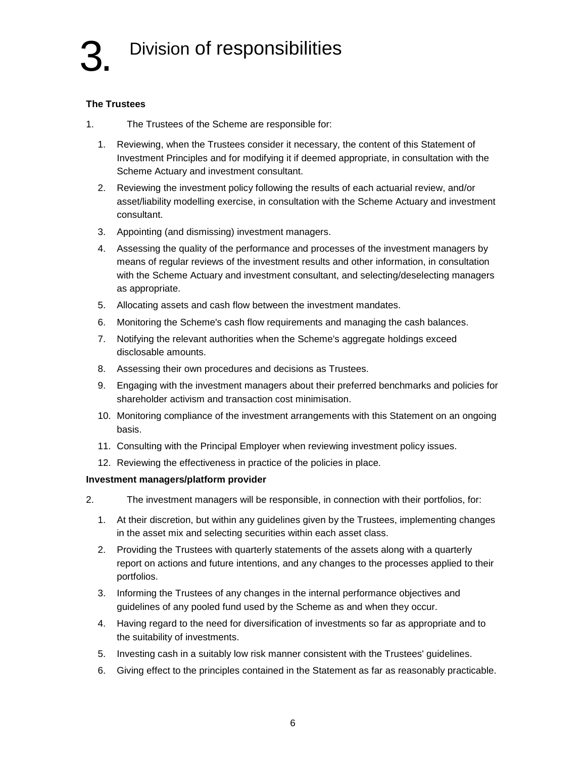# 3. Division of responsibilities

**The Trustees**

1. The Trustees of the Scheme are responsible for:

   1. Reviewing, when the Trustees consider it necessary, the content of this Statement of Investment Principles and for modifying it if deemed appropriate, in consultation with the Scheme Actuary and investment consultant.
   2. Reviewing the investment policy following the results of each actuarial review, and/or asset/liability modelling exercise, in consultation with the Scheme Actuary and investment consultant.
   3. Appointing (and dismissing) investment managers.
   4. Assessing the quality of the performance and processes of the investment managers by means of regular reviews of the investment results and other information, in consultation with the Scheme Actuary and investment consultant, and selecting/deselecting managers as appropriate.
   5. Allocating assets and cash flow between the investment mandates.
   6. Monitoring the Scheme's cash flow requirements and managing the cash balances.
   7. Notifying the relevant authorities when the Scheme's aggregate holdings exceed disclosable amounts.
   8. Assessing their own procedures and decisions as Trustees.
   9. Engaging with the investment managers about their preferred benchmarks and policies for shareholder activism and transaction cost minimisation.
   10. Monitoring compliance of the investment arrangements with this Statement on an ongoing basis.
   11. Consulting with the Principal Employer when reviewing investment policy issues.
   12. Reviewing the effectiveness in practice of the policies in place.

**Investment managers/platform provider**

2. The investment managers will be responsible, in connection with their portfolios, for:

   1. At their discretion, but within any guidelines given by the Trustees, implementing changes in the asset mix and selecting securities within each asset class.
   2. Providing the Trustees with quarterly statements of the assets along with a quarterly report on actions and future intentions, and any changes to the processes applied to their portfolios.
   3. Informing the Trustees of any changes in the internal performance objectives and guidelines of any pooled fund used by the Scheme as and when they occur.
   4. Having regard to the need for diversification of investments so far as appropriate and to the suitability of investments.
   5. Investing cash in a suitably low risk manner consistent with the Trustees' guidelines.
   6. Giving effect to the principles contained in the Statement as far as reasonably practicable.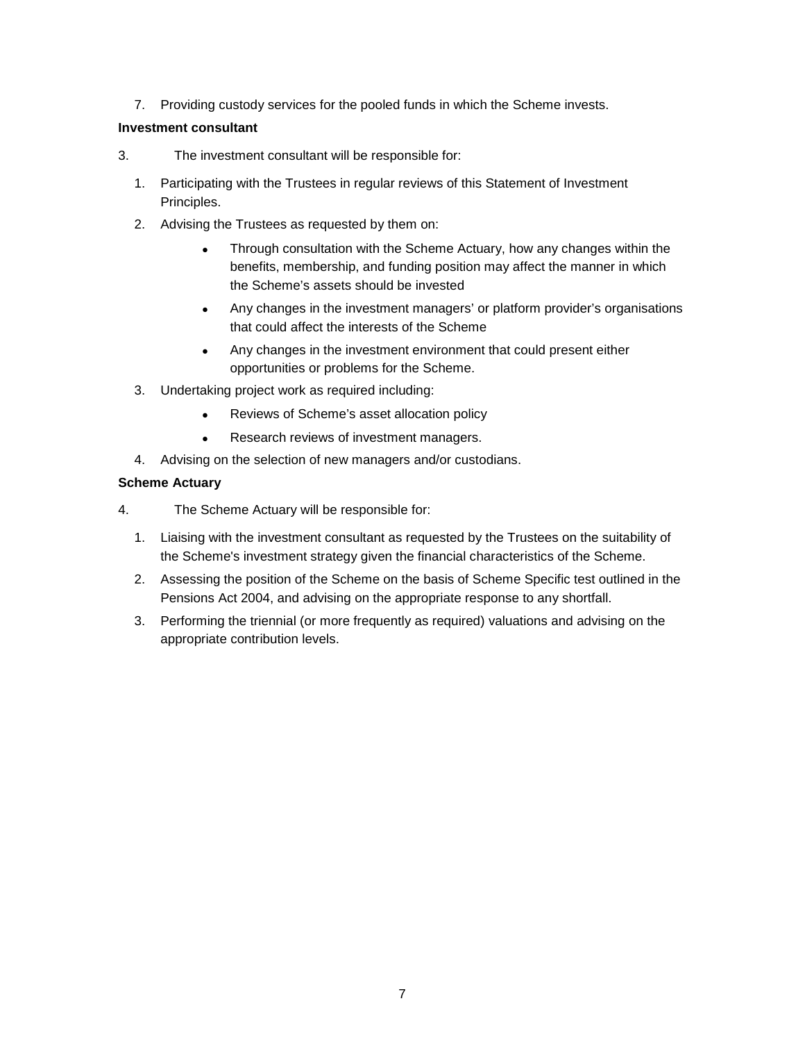7. Providing custody services for the pooled funds in which the Scheme invests.

**Investment consultant**

3. The investment consultant will be responsible for:

   1. Participating with the Trustees in regular reviews of this Statement of Investment Principles.
   2. Advising the Trustees as requested by them on:
      - Through consultation with the Scheme Actuary, how any changes within the benefits, membership, and funding position may affect the manner in which the Scheme's assets should be invested
      - Any changes in the investment managers' or platform provider's organisations that could affect the interests of the Scheme
      - Any changes in the investment environment that could present either opportunities or problems for the Scheme.
   3. Undertaking project work as required including:
      - Reviews of Scheme's asset allocation policy
      - Research reviews of investment managers.
   4. Advising on the selection of new managers and/or custodians.

**Scheme Actuary**

4. The Scheme Actuary will be responsible for:

   1. Liaising with the investment consultant as requested by the Trustees on the suitability of the Scheme's investment strategy given the financial characteristics of the Scheme.
   2. Assessing the position of the Scheme on the basis of Scheme Specific test outlined in the Pensions Act 2004, and advising on the appropriate response to any shortfall.
   3. Performing the triennial (or more frequently as required) valuations and advising on the appropriate contribution levels.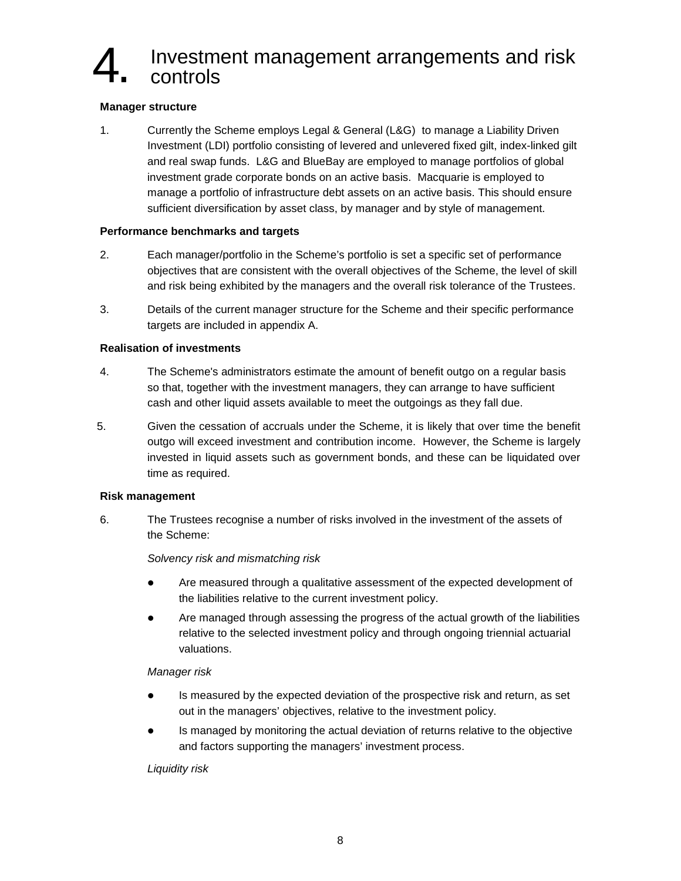# 4. Investment management arrangements and risk controls

**Manager structure**

1. Currently the Scheme employs Legal & General (L&G) to manage a Liability Driven Investment (LDI) portfolio consisting of levered and unlevered fixed gilt, index-linked gilt and real swap funds. L&G and BlueBay are employed to manage portfolios of global investment grade corporate bonds on an active basis. Macquarie is employed to manage a portfolio of infrastructure debt assets on an active basis. This should ensure sufficient diversification by asset class, by manager and by style of management.

**Performance benchmarks and targets**

2. Each manager/portfolio in the Scheme's portfolio is set a specific set of performance objectives that are consistent with the overall objectives of the Scheme, the level of skill and risk being exhibited by the managers and the overall risk tolerance of the Trustees.

3. Details of the current manager structure for the Scheme and their specific performance targets are included in appendix A.

**Realisation of investments**

4. The Scheme's administrators estimate the amount of benefit outgo on a regular basis so that, together with the investment managers, they can arrange to have sufficient cash and other liquid assets available to meet the outgoings as they fall due.

5. Given the cessation of accruals under the Scheme, it is likely that over time the benefit outgo will exceed investment and contribution income. However, the Scheme is largely invested in liquid assets such as government bonds, and these can be liquidated over time as required.

**Risk management**

6. The Trustees recognise a number of risks involved in the investment of the assets of the Scheme:

   *Solvency risk and mismatching risk*

   - Are measured through a qualitative assessment of the expected development of the liabilities relative to the current investment policy.
   - Are managed through assessing the progress of the actual growth of the liabilities relative to the selected investment policy and through ongoing triennial actuarial valuations.

   *Manager risk*

   - Is measured by the expected deviation of the prospective risk and return, as set out in the managers' objectives, relative to the investment policy.
   - Is managed by monitoring the actual deviation of returns relative to the objective and factors supporting the managers' investment process.

   *Liquidity risk*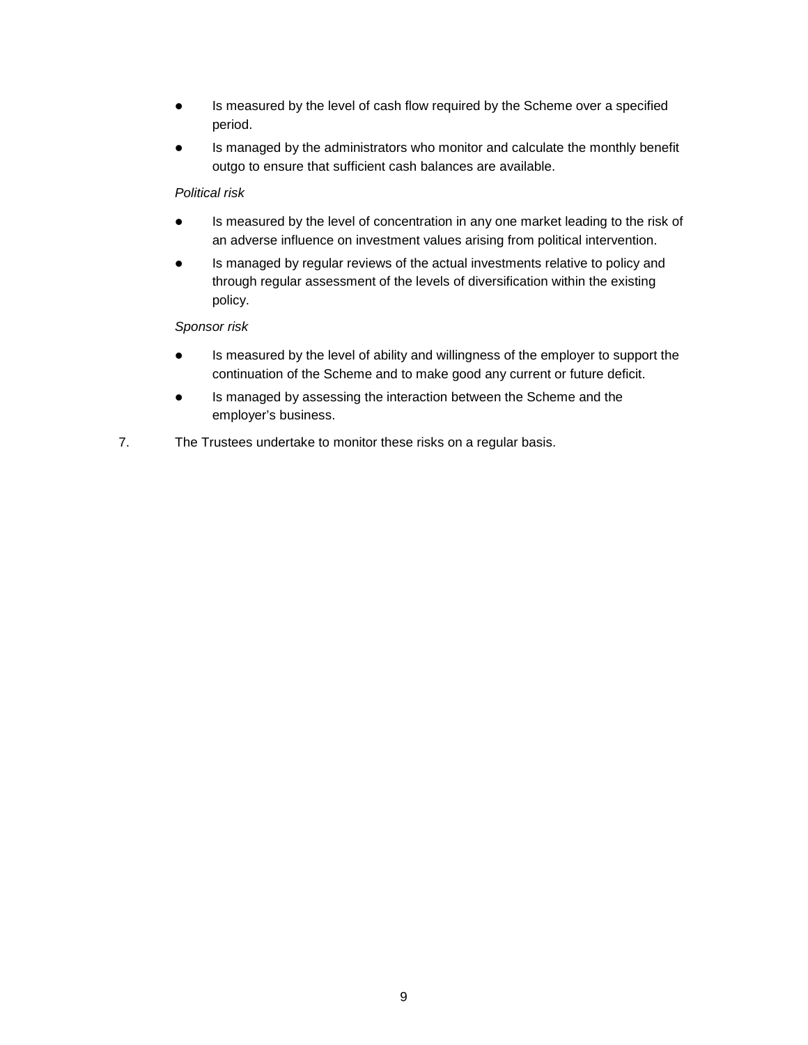- Is measured by the level of cash flow required by the Scheme over a specified period.
- Is managed by the administrators who monitor and calculate the monthly benefit outgo to ensure that sufficient cash balances are available.

*Political risk*

- Is measured by the level of concentration in any one market leading to the risk of an adverse influence on investment values arising from political intervention.
- Is managed by regular reviews of the actual investments relative to policy and through regular assessment of the levels of diversification within the existing policy.

*Sponsor risk*

- Is measured by the level of ability and willingness of the employer to support the continuation of the Scheme and to make good any current or future deficit.
- Is managed by assessing the interaction between the Scheme and the employer's business.

7. The Trustees undertake to monitor these risks on a regular basis.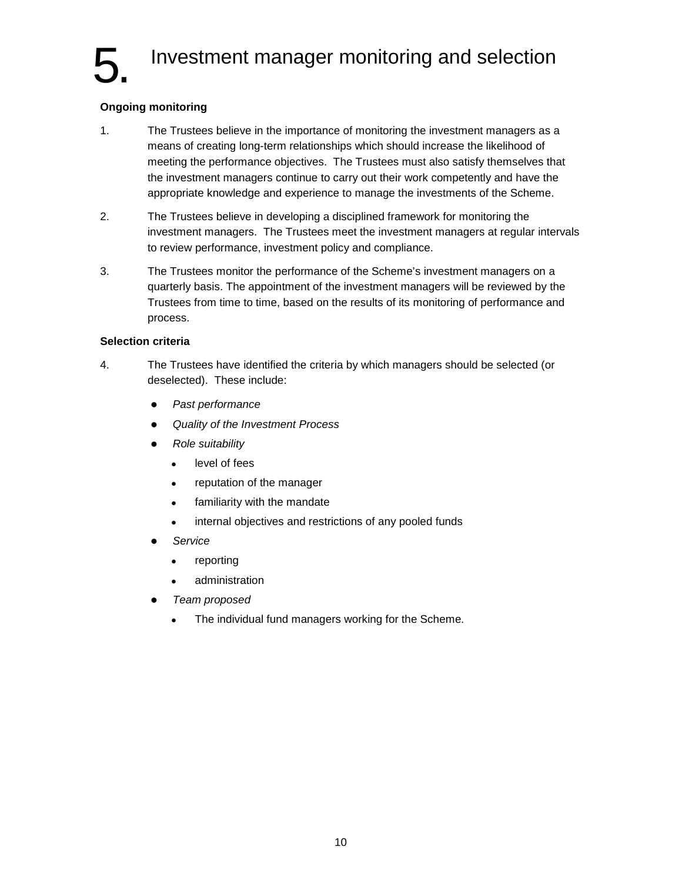# 5. Investment manager monitoring and selection

**Ongoing monitoring**

1. The Trustees believe in the importance of monitoring the investment managers as a means of creating long-term relationships which should increase the likelihood of meeting the performance objectives. The Trustees must also satisfy themselves that the investment managers continue to carry out their work competently and have the appropriate knowledge and experience to manage the investments of the Scheme.

2. The Trustees believe in developing a disciplined framework for monitoring the investment managers. The Trustees meet the investment managers at regular intervals to review performance, investment policy and compliance.

3. The Trustees monitor the performance of the Scheme's investment managers on a quarterly basis. The appointment of the investment managers will be reviewed by the Trustees from time to time, based on the results of its monitoring of performance and process.

**Selection criteria**

4. The Trustees have identified the criteria by which managers should be selected (or deselected). These include:

   - *Past performance*
   - *Quality of the Investment Process*
   - *Role suitability*
     - level of fees
     - reputation of the manager
     - familiarity with the mandate
     - internal objectives and restrictions of any pooled funds
   - *Service*
     - reporting
     - administration
   - *Team proposed*
     - The individual fund managers working for the Scheme.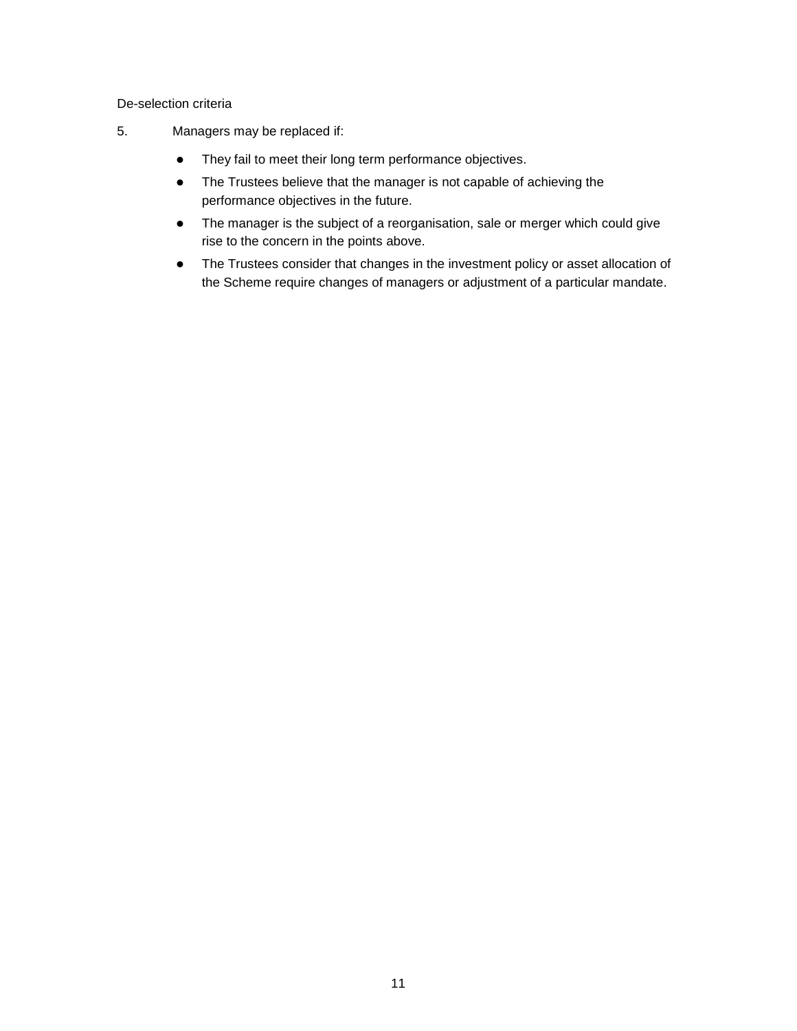De-selection criteria

5. Managers may be replaced if:

- They fail to meet their long term performance objectives.
- The Trustees believe that the manager is not capable of achieving the performance objectives in the future.
- The manager is the subject of a reorganisation, sale or merger which could give rise to the concern in the points above.
- The Trustees consider that changes in the investment policy or asset allocation of the Scheme require changes of managers or adjustment of a particular mandate.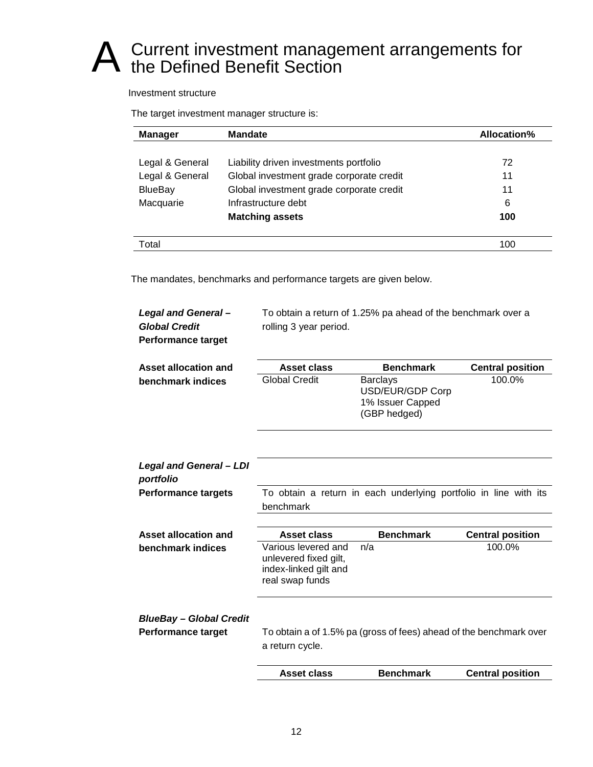# A Current investment management arrangements for the Defined Benefit Section

Investment structure

The target investment manager structure is:

| Manager | Mandate | Allocation% |
|---|---|---|
| Legal & General | Liability driven investments portfolio | 72 |
| Legal & General | Global investment grade corporate credit | 11 |
| BlueBay | Global investment grade corporate credit | 11 |
| Macquarie | Infrastructure debt | 6 |
| | **Matching assets** | **100** |
| Total | | 100 |

The mandates, benchmarks and performance targets are given below.

***Legal and General – Global Credit***
**Performance target**

To obtain a return of 1.25% pa ahead of the benchmark over a rolling 3 year period.

**Asset allocation and benchmark indices**

| Asset class | Benchmark | Central position |
|---|---|---|
| Global Credit | Barclays USD/EUR/GDP Corp 1% Issuer Capped (GBP hedged) | 100.0% |

***Legal and General – LDI portfolio***
**Performance targets**

To obtain a return in each underlying portfolio in line with its benchmark

**Asset allocation and benchmark indices**

| Asset class | Benchmark | Central position |
|---|---|---|
| Various levered and unlevered fixed gilt, index-linked gilt and real swap funds | n/a | 100.0% |

***BlueBay – Global Credit***
**Performance target**

To obtain a of 1.5% pa (gross of fees) ahead of the benchmark over a return cycle.

| Asset class | Benchmark | Central position |
|---|---|---|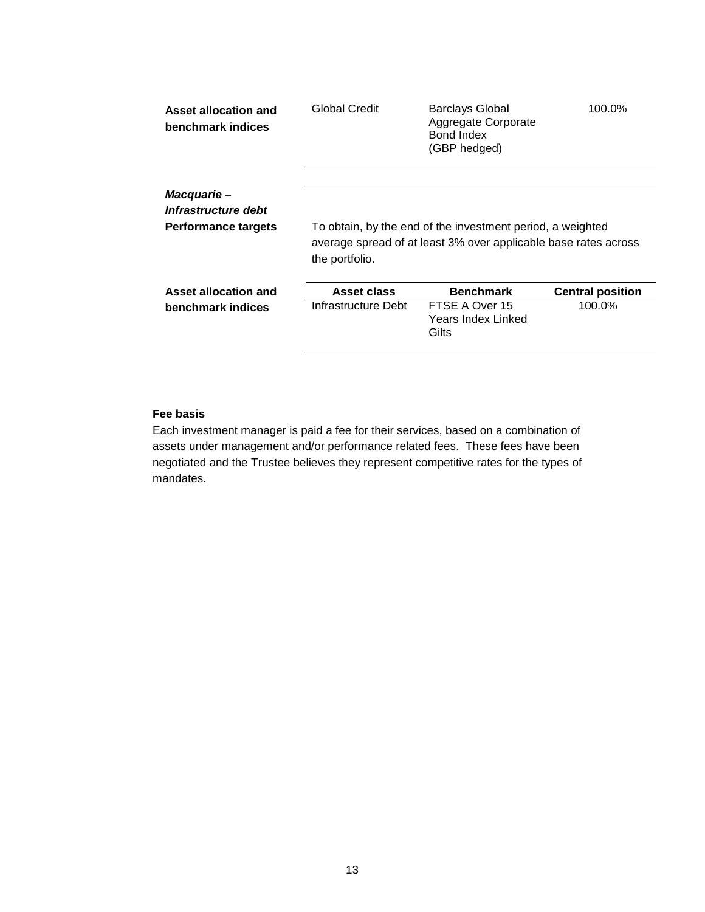**Asset allocation and benchmark indices**

| | | |
|---|---|---|
| Global Credit | Barclays Global Aggregate Corporate Bond Index (GBP hedged) | 100.0% |

***Macquarie – Infrastructure debt***

**Performance targets**

To obtain, by the end of the investment period, a weighted average spread of at least 3% over applicable base rates across the portfolio.

**Asset allocation and benchmark indices**

| Asset class | Benchmark | Central position |
|---|---|---|
| Infrastructure Debt | FTSE A Over 15 Years Index Linked Gilts | 100.0% |

**Fee basis**

Each investment manager is paid a fee for their services, based on a combination of assets under management and/or performance related fees. These fees have been negotiated and the Trustee believes they represent competitive rates for the types of mandates.